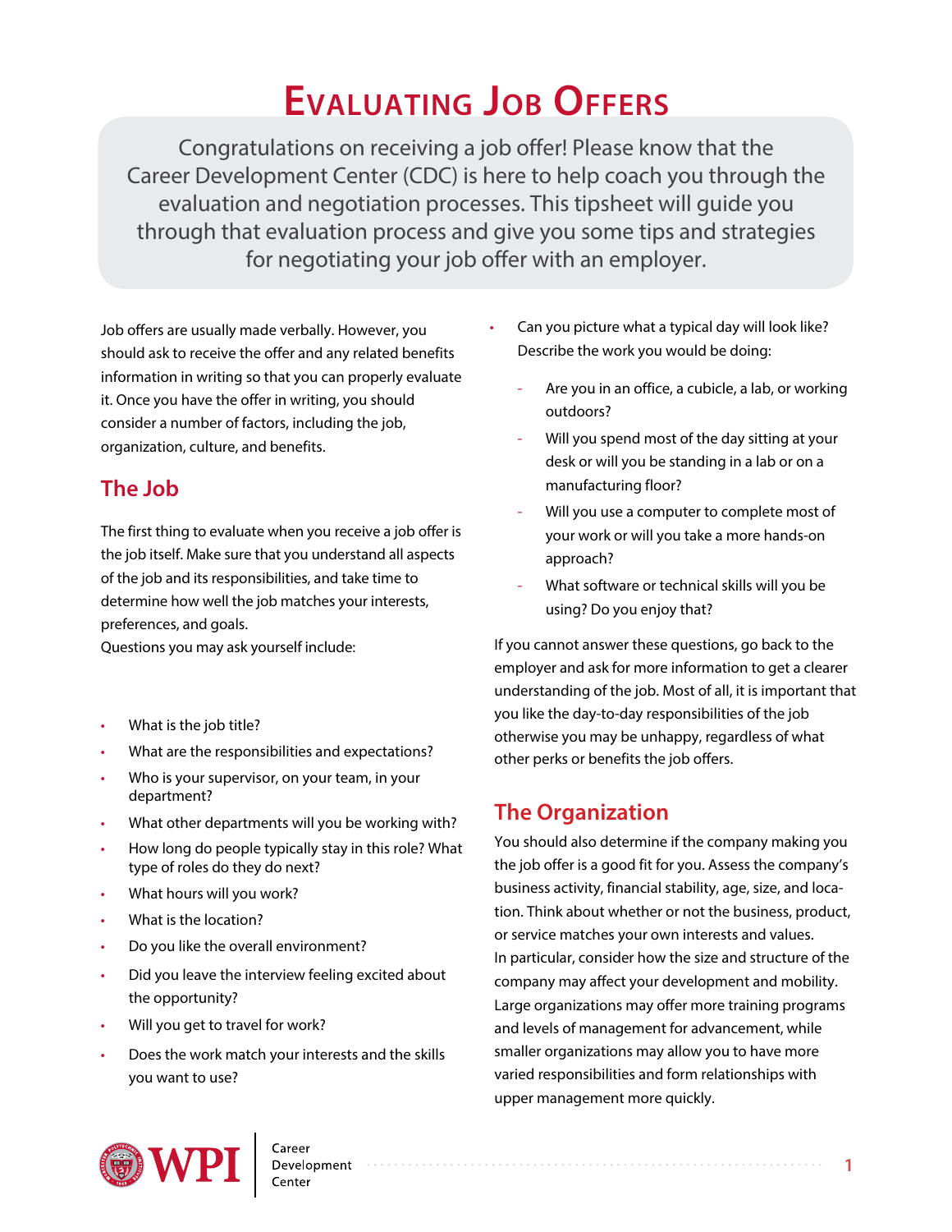# Evaluating Job Offers

Congratulations on receiving a job offer! Please know that the Career Development Center (CDC) is here to help coach you through the evaluation and negotiation processes. This tipsheet will guide you through that evaluation process and give you some tips and strategies for negotiating your job offer with an employer.

Job offers are usually made verbally. However, you should ask to receive the offer and any related benefits information in writing so that you can properly evaluate it. Once you have the offer in writing, you should consider a number of factors, including the job, organization, culture, and benefits.

## The Job

The first thing to evaluate when you receive a job offer is the job itself. Make sure that you understand all aspects of the job and its responsibilities, and take time to determine how well the job matches your interests, preferences, and goals.
Questions you may ask yourself include:

- What is the job title?
- What are the responsibilities and expectations?
- Who is your supervisor, on your team, in your department?
- What other departments will you be working with?
- How long do people typically stay in this role? What type of roles do they do next?
- What hours will you work?
- What is the location?
- Do you like the overall environment?
- Did you leave the interview feeling excited about the opportunity?
- Will you get to travel for work?
- Does the work match your interests and the skills you want to use?
- Can you picture what a typical day will look like? Describe the work you would be doing:
  - Are you in an office, a cubicle, a lab, or working outdoors?
  - Will you spend most of the day sitting at your desk or will you be standing in a lab or on a manufacturing floor?
  - Will you use a computer to complete most of your work or will you take a more hands-on approach?
  - What software or technical skills will you be using? Do you enjoy that?

If you cannot answer these questions, go back to the employer and ask for more information to get a clearer understanding of the job. Most of all, it is important that you like the day-to-day responsibilities of the job otherwise you may be unhappy, regardless of what other perks or benefits the job offers.

## The Organization

You should also determine if the company making you the job offer is a good fit for you. Assess the company's business activity, financial stability, age, size, and location. Think about whether or not the business, product, or service matches your own interests and values.
In particular, consider how the size and structure of the company may affect your development and mobility. Large organizations may offer more training programs and levels of management for advancement, while smaller organizations may allow you to have more varied responsibilities and form relationships with upper management more quickly.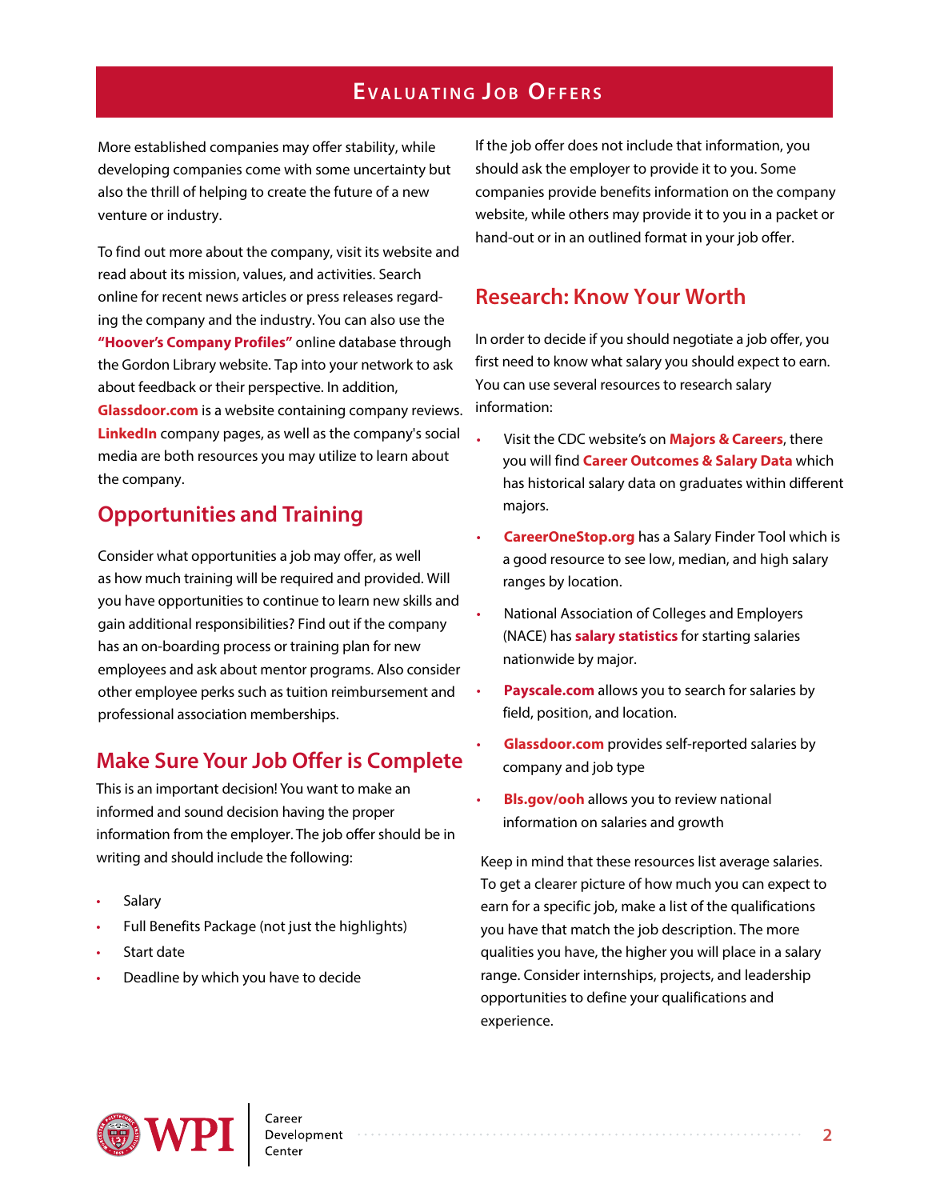# Evaluating Job Offers

More established companies may offer stability, while developing companies come with some uncertainty but also the thrill of helping to create the future of a new venture or industry.

To find out more about the company, visit its website and read about its mission, values, and activities. Search online for recent news articles or press releases regarding the company and the industry. You can also use the **"Hoover's Company Profiles"** online database through the Gordon Library website. Tap into your network to ask about feedback or their perspective. In addition, **Glassdoor.com** is a website containing company reviews. **LinkedIn** company pages, as well as the company's social media are both resources you may utilize to learn about the company.

## Opportunities and Training

Consider what opportunities a job may offer, as well as how much training will be required and provided. Will you have opportunities to continue to learn new skills and gain additional responsibilities? Find out if the company has an on-boarding process or training plan for new employees and ask about mentor programs. Also consider other employee perks such as tuition reimbursement and professional association memberships.

## Make Sure Your Job Offer is Complete

This is an important decision! You want to make an informed and sound decision having the proper information from the employer. The job offer should be in writing and should include the following:

- Salary
- Full Benefits Package (not just the highlights)
- Start date
- Deadline by which you have to decide

If the job offer does not include that information, you should ask the employer to provide it to you. Some companies provide benefits information on the company website, while others may provide it to you in a packet or hand-out or in an outlined format in your job offer.

## Research: Know Your Worth

In order to decide if you should negotiate a job offer, you first need to know what salary you should expect to earn. You can use several resources to research salary information:

- Visit the CDC website's on **Majors & Careers**, there you will find **Career Outcomes & Salary Data** which has historical salary data on graduates within different majors.
- **CareerOneStop.org** has a Salary Finder Tool which is a good resource to see low, median, and high salary ranges by location.
- National Association of Colleges and Employers (NACE) has **salary statistics** for starting salaries nationwide by major.
- **Payscale.com** allows you to search for salaries by field, position, and location.
- **Glassdoor.com** provides self-reported salaries by company and job type
- **Bls.gov/ooh** allows you to review national information on salaries and growth

Keep in mind that these resources list average salaries. To get a clearer picture of how much you can expect to earn for a specific job, make a list of the qualifications you have that match the job description. The more qualities you have, the higher you will place in a salary range. Consider internships, projects, and leadership opportunities to define your qualifications and experience.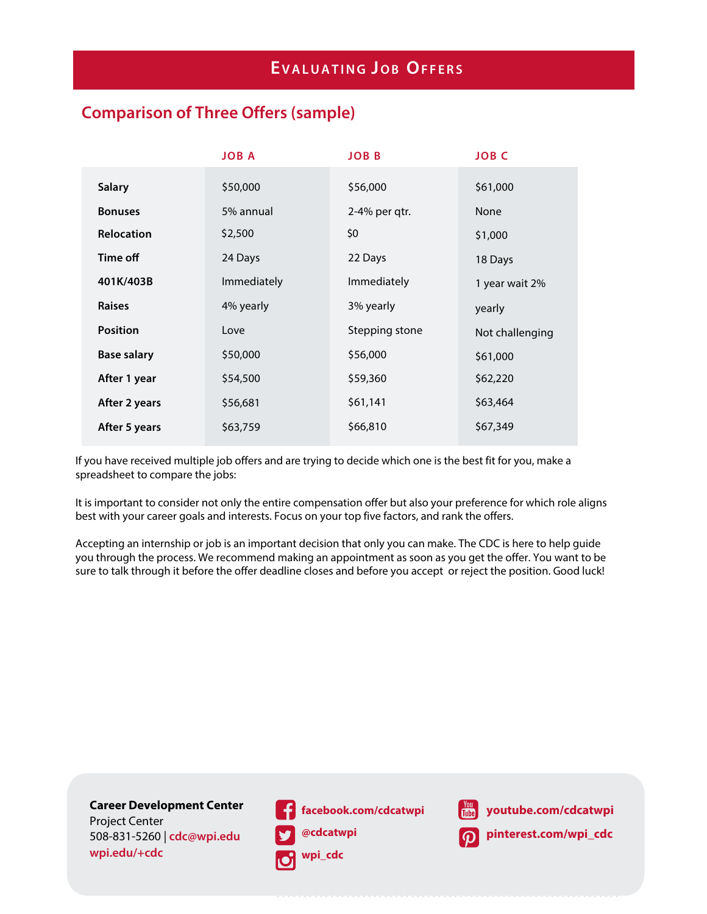# Evaluating Job Offers

## Comparison of Three Offers (sample)

| | JOB A | JOB B | JOB C |
|---|---|---|---|
| **Salary** | $50,000 | $56,000 | $61,000 |
| **Bonuses** | 5% annual | 2-4% per qtr. | None |
| **Relocation** | $2,500 | $0 | $1,000 |
| **Time off** | 24 Days | 22 Days | 18 Days |
| **401K/403B** | Immediately | Immediately | 1 year wait 2% |
| **Raises** | 4% yearly | 3% yearly | yearly |
| **Position** | Love | Stepping stone | Not challenging |
| **Base salary** | $50,000 | $56,000 | $61,000 |
| **After 1 year** | $54,500 | $59,360 | $62,220 |
| **After 2 years** | $56,681 | $61,141 | $63,464 |
| **After 5 years** | $63,759 | $66,810 | $67,349 |

If you have received multiple job offers and are trying to decide which one is the best fit for you, make a spreadsheet to compare the jobs:

It is important to consider not only the entire compensation offer but also your preference for which role aligns best with your career goals and interests. Focus on your top five factors, and rank the offers.

Accepting an internship or job is an important decision that only you can make. The CDC is here to help guide you through the process. We recommend making an appointment as soon as you get the offer. You want to be sure to talk through it before the offer deadline closes and before you accept or reject the position. Good luck!

**Career Development Center**
Project Center
508-831-5260 | cdc@wpi.edu
wpi.edu/+cdc

facebook.com/cdcatwpi
@cdcatwpi
wpi_cdc
youtube.com/cdcatwpi
pinterest.com/wpi_cdc